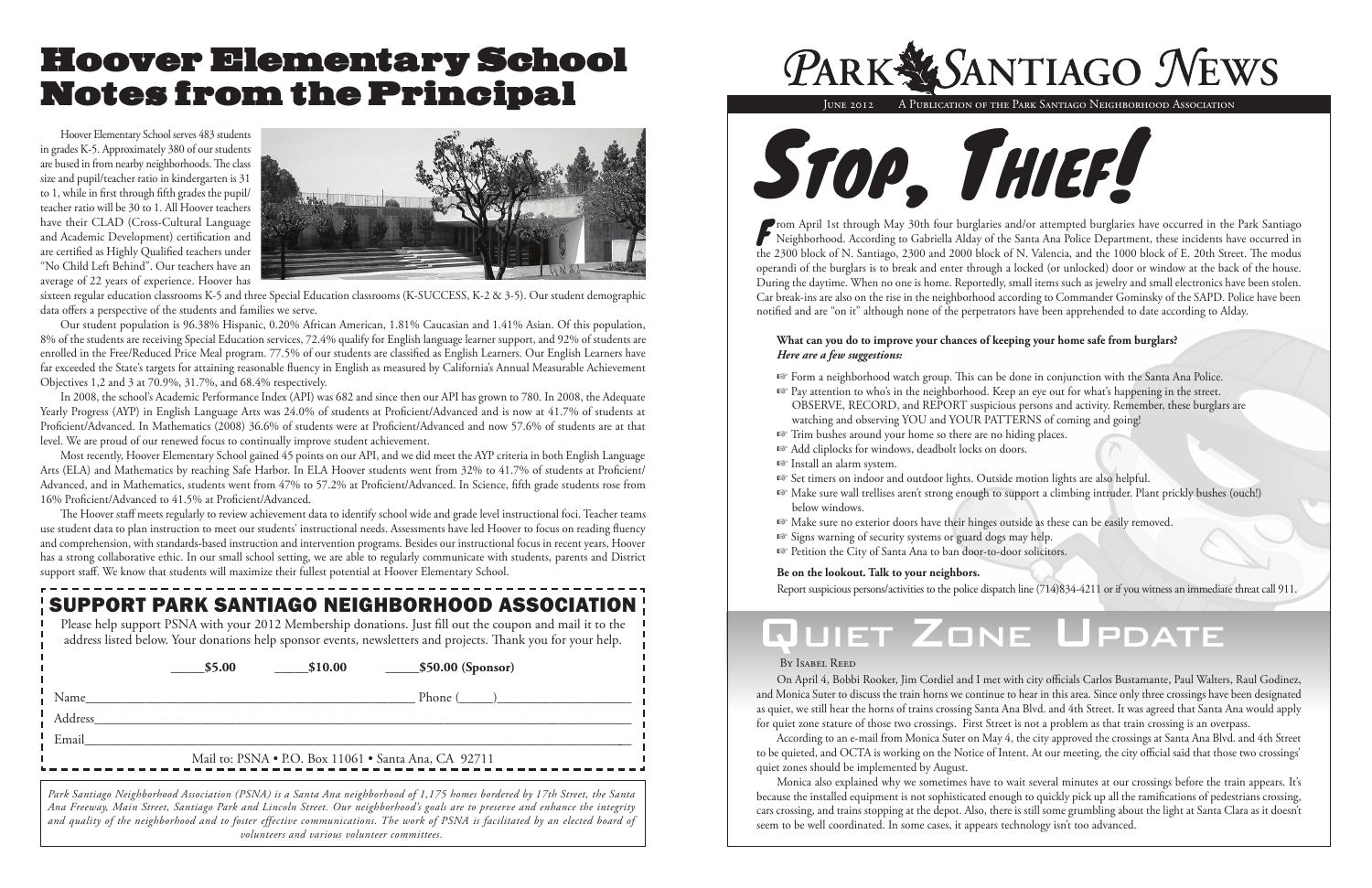# Hoover Elementary School Notes from the Principal

Hoover Elementary School serves 483 students in grades K-5. Approximately 380 of our students are bused in from nearby neighborhoods. The class size and pupil/teacher ratio in kindergarten is 31 to 1, while in first through fifth grades the pupil/teacher ratio will be 30 to 1. All Hoover teachers have their CLAD (Cross-Cultural Language and Academic Development) certification and are certified as Highly Qualified teachers under "No Child Left Behind". Our teachers have an average of 22 years of experience. Hoover has sixteen regular education classrooms K-5 and three Special Education classrooms (K-SUCCESS, K-2 & 3-5). Our student demographic data offers a perspective of the students and families we serve.

Our student population is 96.38% Hispanic, 0.20% African American, 1.81% Caucasian and 1.41% Asian. Of this population, 8% of the students are receiving Special Education services, 72.4% qualify for English language learner support, and 92% of students are enrolled in the Free/Reduced Price Meal program. 77.5% of our students are classified as English Learners. Our English Learners have far exceeded the State's targets for attaining reasonable fluency in English as measured by California's Annual Measurable Achievement Objectives 1,2 and 3 at 70.9%, 31.7%, and 68.4% respectively.

In 2008, the school's Academic Performance Index (API) was 682 and since then our API has grown to 780. In 2008, the Adequate Yearly Progress (AYP) in English Language Arts was 24.0% of students at Proficient/Advanced and is now at 41.7% of students at Proficient/Advanced. In Mathematics (2008) 36.6% of students were at Proficient/Advanced and now 57.6% of students are at that level. We are proud of our renewed focus to continually improve student achievement.

Most recently, Hoover Elementary School gained 45 points on our API, and we did meet the AYP criteria in both English Language Arts (ELA) and Mathematics by reaching Safe Harbor. In ELA Hoover students went from 32% to 41.7% of students at Proficient/Advanced, and in Mathematics, students went from 47% to 57.2% at Proficient/Advanced. In Science, fifth grade students rose from 16% Proficient/Advanced to 41.5% at Proficient/Advanced.

The Hoover staff meets regularly to review achievement data to identify school wide and grade level instructional foci. Teacher teams use student data to plan instruction to meet our students' instructional needs. Assessments have led Hoover to focus on reading fluency and comprehension, with standards-based instruction and intervention programs. Besides our instructional focus in recent years, Hoover has a strong collaborative ethic. In our small school setting, we are able to regularly communicate with students, parents and District support staff. We know that students will maximize their fullest potential at Hoover Elementary School.

## SUPPORT PARK SANTIAGO NEIGHBORHOOD ASSOCIATION

Please help support PSNA with your 2012 Membership donations. Just fill out the coupon and mail it to the address listed below. Your donations help sponsor events, newsletters and projects. Thank you for your help.

_____$5.00 _____$10.00 _____$50.00 (Sponsor)

Name_______________________________ Phone (_____)__________________

Address________________________________________________________

Email__________________________________________________________

Mail to: PSNA • P.O. Box 11061 • Santa Ana, CA 92711

*Park Santiago Neighborhood Association (PSNA) is a Santa Ana neighborhood of 1,175 homes bordered by 17th Street, the Santa Ana Freeway, Main Street, Santiago Park and Lincoln Street. Our neighborhood's goals are to preserve and enhance the integrity and quality of the neighborhood and to foster effective communications. The work of PSNA is facilitated by an elected board of volunteers and various volunteer committees.*

# Park Santiago News

June 2012 A Publication of the Park Santiago Neighborhood Association

## Stop, Thief!

From April 1st through May 30th four burglaries and/or attempted burglaries have occurred in the Park Santiago Neighborhood. According to Gabriella Alday of the Santa Ana Police Department, these incidents have occurred in the 2300 block of N. Santiago, 2300 and 2000 block of N. Valencia, and the 1000 block of E. 20th Street. The modus operandi of the burglars is to break and enter through a locked (or unlocked) door or window at the back of the house. During the daytime. When no one is home. Reportedly, small items such as jewelry and small electronics have been stolen. Car break-ins are also on the rise in the neighborhood according to Commander Gominsky of the SAPD. Police have been notified and are "on it" although none of the perpetrators have been apprehended to date according to Alday.

**What can you do to improve your chances of keeping your home safe from burglars?**
***Here are a few suggestions:***

- Form a neighborhood watch group. This can be done in conjunction with the Santa Ana Police.
- Pay attention to who's in the neighborhood. Keep an eye out for what's happening in the street. OBSERVE, RECORD, and REPORT suspicious persons and activity. Remember, these burglars are watching and observing YOU and YOUR PATTERNS of coming and going!
- Trim bushes around your home so there are no hiding places.
- Add cliplocks for windows, deadbolt locks on doors.
- Install an alarm system.
- Set timers on indoor and outdoor lights. Outside motion lights are also helpful.
- Make sure wall trellises aren't strong enough to support a climbing intruder. Plant prickly bushes (ouch!) below windows.
- Make sure no exterior doors have their hinges outside as these can be easily removed.
- Signs warning of security systems or guard dogs may help.
- Petition the City of Santa Ana to ban door-to-door solicitors.

**Be on the lookout. Talk to your neighbors.**

Report suspicious persons/activities to the police dispatch line (714)834-4211 or if you witness an immediate threat call 911.

## Quiet Zone Update

By Isabel Reed

On April 4, Bobbi Rooker, Jim Cordiel and I met with city officials Carlos Bustamante, Paul Walters, Raul Godinez, and Monica Suter to discuss the train horns we continue to hear in this area. Since only three crossings have been designated as quiet, we still hear the horns of trains crossing Santa Ana Blvd. and 4th Street. It was agreed that Santa Ana would apply for quiet zone stature of those two crossings. First Street is not a problem as that train crossing is an overpass.

According to an e-mail from Monica Suter on May 4, the city approved the crossings at Santa Ana Blvd. and 4th Street to be quieted, and OCTA is working on the Notice of Intent. At our meeting, the city official said that those two crossings' quiet zones should be implemented by August.

Monica also explained why we sometimes have to wait several minutes at our crossings before the train appears. It's because the installed equipment is not sophisticated enough to quickly pick up all the ramifications of pedestrians crossing, cars crossing, and trains stopping at the depot. Also, there is still some grumbling about the light at Santa Clara as it doesn't seem to be well coordinated. In some cases, it appears technology isn't too advanced.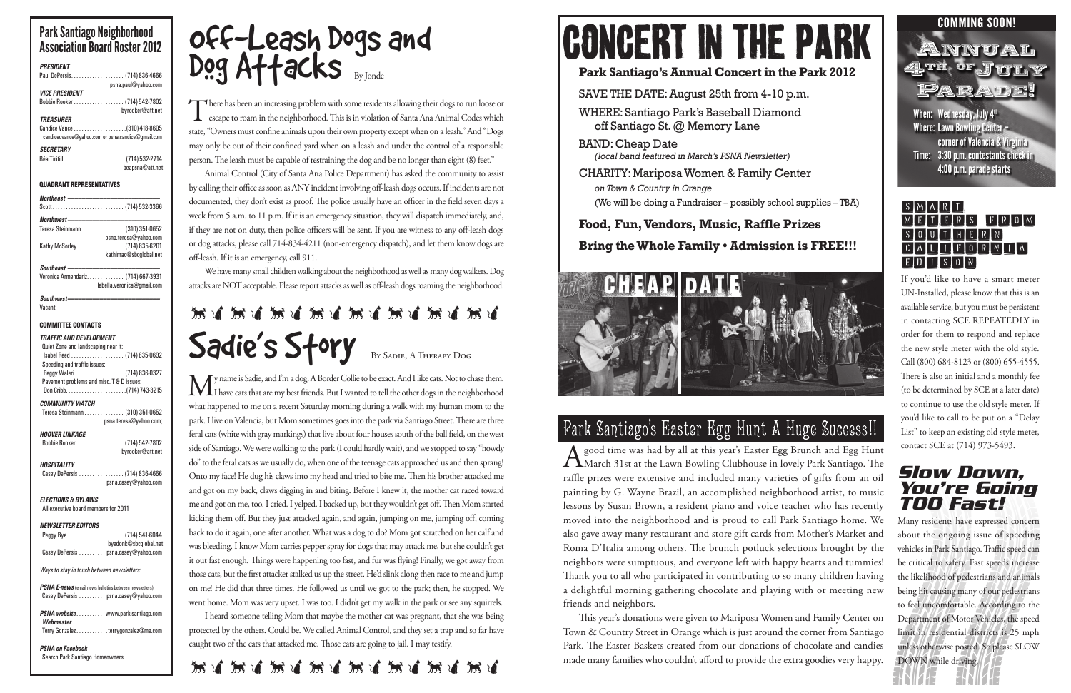## Park Santiago Neighborhood Association Board Roster 2012

***PRESIDENT***
Paul DePersis.................... (714) 836-4666
psna.paul@yahoo.com

***VICE PRESIDENT***
Bobbie Rooker.................... (714) 542-7802
byrooker@att.net

***TREASURER***
Candice Vance.....................(310) 418-8605
candicedvance@yahoo.com or psna.candice@gmail.com

***SECRETARY***
Béa Tiritilli.......................(714) 532-2714
beapsna@att.net

**QUADRANT REPRESENTATIVES**

***Northeast***
Scott............................ (714) 532-3366

***Northwest***
Teresa Steinmann................. (310) 351-0652
psna.teresa@yahoo.com
Kathy McSorley................... (714) 835-6201
kathimac@sbcglobal.net

***Southeast***
Veronica Armendariz.............. (714) 667-3931
labella.veronica@gmail.com

***Southwest***
Vacant

**COMMITTEE CONTACTS**

***TRAFFIC AND DEVELOPMENT***
Quiet Zone and landscaping near it:
Isabel Reed ..................... (714) 835-0692
Speeding and traffic issues:
Peggy Waleri..................... (714) 836-0327
Pavement problems and misc. T & D issues:
Don Cribb........................(714) 743-3215

***COMMUNITY WATCH***
Teresa Steinmann................. (310) 351-0652
psna.teresa@yahoo.com;

***HOOVER LINKAGE***
Bobbie Rooker.................... (714) 542-7802
byrooker@att.net

***HOSPITALITY***
Casey DePersis................... (714) 836-4666
psna.casey@yahoo.com

***ELECTIONS & BYLAWS***
All executive board members for 2011

***NEWSLETTER EDITORS***
Peggy Bye ....................... (714) 541-6044
byedonk@sbcglobal.net
Casey DePersis .......... psna.casey@yahoo.com

*Ways to stay in touch between newsletters:*

***PSNA E-news*** (email news bulletins between newsletters)
Casey DePersis .......... psna.casey@yahoo.com

***PSNA website***........... www.park-santiago.com
***Webmaster***
Terry Gonzalez............terrygonzalez@me.com

***PSNA on Facebook***
Search Park Santiago Homeowners

# Off-Leash Dogs and Dog Attacks

By Jonde

There has been an increasing problem with some residents allowing their dogs to run loose or escape to roam in the neighborhood. This is in violation of Santa Ana Animal Codes which state, "Owners must confine animals upon their own property except when on a leash." And "Dogs may only be out of their confined yard when on a leash and under the control of a responsible person. The leash must be capable of restraining the dog and be no longer than eight (8) feet."

Animal Control (City of Santa Ana Police Department) has asked the community to assist by calling their office as soon as ANY incident involving off-leash dogs occurs. If incidents are not documented, they don't exist as proof. The police usually have an officer in the field seven days a week from 5 a.m. to 11 p.m. If it is an emergency situation, they will dispatch immediately, and, if they are not on duty, then police officers will be sent. If you are witness to any off-leash dogs or dog attacks, please call 714-834-4211 (non-emergency dispatch), and let them know dogs are off-leash. If it is an emergency, call 911.

We have many small children walking about the neighborhood as well as many dog walkers. Dog attacks are NOT acceptable. Please report attacks as well as off-leash dogs roaming the neighborhood.

# Sadie's Story

By Sadie, A Therapy Dog

My name is Sadie, and I'm a dog. A Border Collie to be exact. And I like cats. Not to chase them. I have cats that are my best friends. But I wanted to tell the other dogs in the neighborhood what happened to me on a recent Saturday morning during a walk with my human mom to the park. I live on Valencia, but Mom sometimes goes into the park via Santiago Street. There are three feral cats (white with gray markings) that live about four houses south of the ball field, on the west side of Santiago. We were walking to the park (I could hardly wait), and we stopped to say "howdy do" to the feral cats as we usually do, when one of the teenage cats approached us and then sprang! Onto my face! He dug his claws into my head and tried to bite me. Then his brother attacked me and got on my back, claws digging in and biting. Before I knew it, the mother cat raced toward me and got on me, too. I cried. I yelped. I backed up, but they wouldn't get off. Then Mom started kicking them off. But they just attacked again, and again, jumping on me, jumping off, coming back to do it again, one after another. What was a dog to do? Mom got scratched on her calf and was bleeding. I know Mom carries pepper spray for dogs that may attack me, but she couldn't get it out fast enough. Things were happening too fast, and fur was flying! Finally, we got away from those cats, but the first attacker stalked us up the street. He'd slink along then race to me and jump on me! He did that three times. He followed us until we got to the park; then, he stopped. We went home. Mom was very upset. I was too. I didn't get my walk in the park or see any squirrels.

I heard someone telling Mom that maybe the mother cat was pregnant, that she was being protected by the others. Could be. We called Animal Control, and they set a trap and so far have caught two of the cats that attacked me. Those cats are going to jail. I may testify.

# CONCERT IN THE PARK

**Park Santiago's Annual Concert in the Park 2012**

SAVE THE DATE: August 25th from 4-10 p.m.

WHERE: Santiago Park's Baseball Diamond off Santiago St. @ Memory Lane

BAND: Cheap Date
*(local band featured in March's PSNA Newsletter)*

CHARITY: Mariposa Women & Family Center
*on Town & Country in Orange*
(We will be doing a Fundraiser – possibly school supplies – TBA)

**Food, Fun, Vendors, Music, Raffle Prizes**

**Bring the Whole Family • Admission is FREE!!!**

CHEAP DATE

## Park Santiago's Easter Egg Hunt A Huge Success!!

A good time was had by all at this year's Easter Egg Brunch and Egg Hunt March 31st at the Lawn Bowling Clubhouse in lovely Park Santiago. The raffle prizes were extensive and included many varieties of gifts from an oil painting by G. Wayne Brazil, an accomplished neighborhood artist, to music lessons by Susan Brown, a resident piano and voice teacher who has recently moved into the neighborhood and is proud to call Park Santiago home. We also gave away many restaurant and store gift cards from Mother's Market and Roma D'Italia among others. The brunch potluck selections brought by the neighbors were sumptuous, and everyone left with happy hearts and tummies! Thank you to all who participated in contributing to so many children having a delightful morning gathering chocolate and playing with or meeting new friends and neighbors.

This year's donations were given to Mariposa Women and Family Center on Town & Country Street in Orange which is just around the corner from Santiago Park. The Easter Baskets created from our donations of chocolate and candies made many families who couldn't afford to provide the extra goodies very happy.

## COMMING SOON!

## Annual 4th of July Parade!

When: Wednesday, July 4th
Where: Lawn Bowling Center – corner of Valencia & Virginia
Time: 3:30 p.m. contestants check in
4:00 p.m. parade starts

## SMART METERS FROM SOUTHERN CALIFORNIA EDISON

If you'd like to have a smart meter UN-Installed, please know that this is an available service, but you must be persistent in contacting SCE REPEATEDLY in order for them to respond and replace the new style meter with the old style. Call (800) 684-8123 or (800) 655-4555. There is also an initial and a monthly fee (to be determined by SCE at a later date) to continue to use the old style meter. If you'd like to call to be put on a "Delay List" to keep an existing old style meter, contact SCE at (714) 973-5493.

## *Slow Down, You're Going TOO Fast!*

Many residents have expressed concern about the ongoing issue of speeding vehicles in Park Santiago. Traffic speed can be critical to safety. Fast speeds increase the likelihood of pedestrians and animals being hit causing many of our pedestrians to feel uncomfortable. According to the Department of Motor Vehicles, the speed limit in residential districts is 25 mph unless otherwise posted. So please SLOW DOWN while driving.